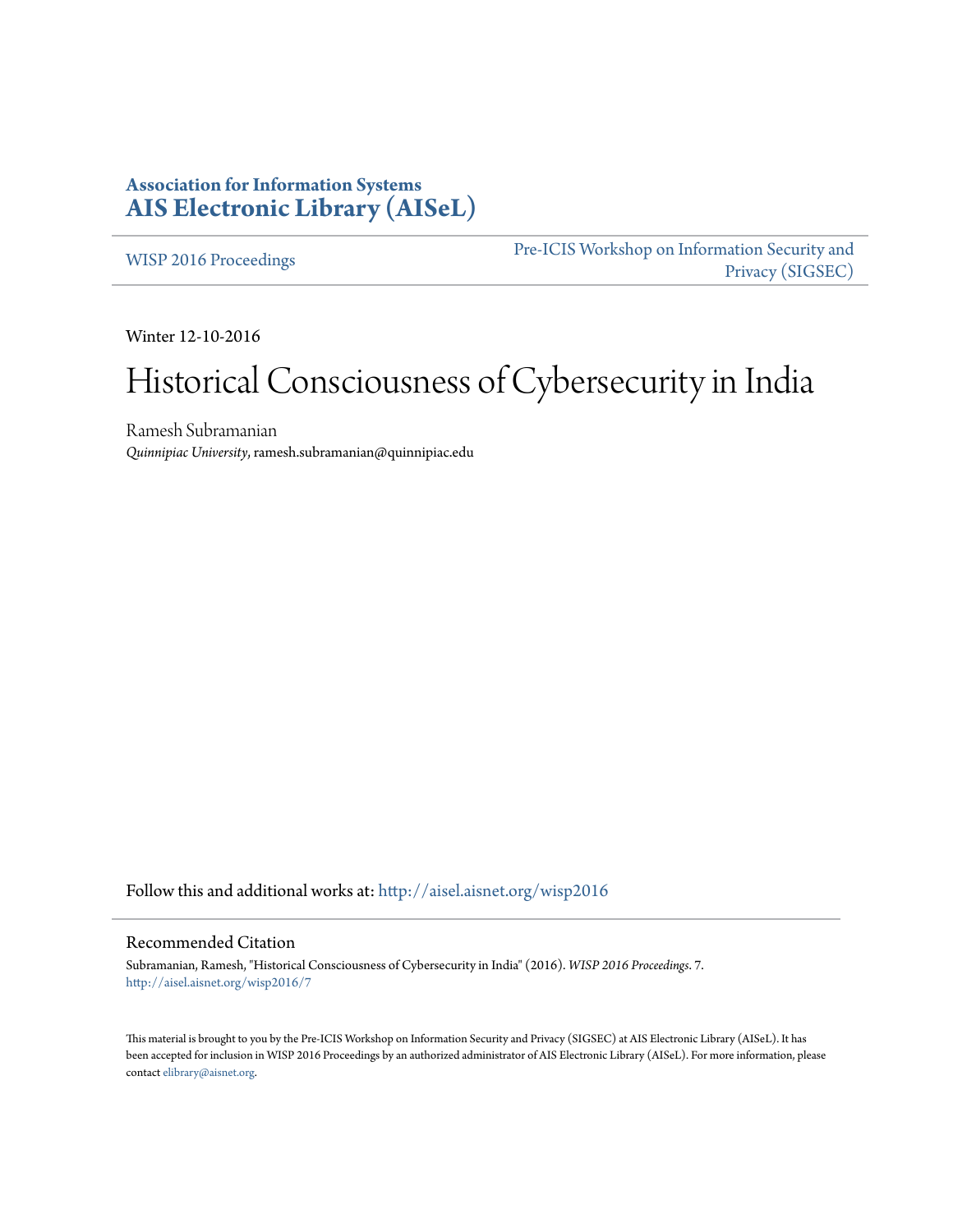**Association for Information Systems**
**AIS Electronic Library (AISeL)**

WISP 2016 Proceedings

Pre-ICIS Workshop on Information Security and Privacy (SIGSEC)

Winter 12-10-2016

# Historical Consciousness of Cybersecurity in India

Ramesh Subramanian
*Quinnipiac University*, ramesh.subramanian@quinnipiac.edu

Follow this and additional works at: http://aisel.aisnet.org/wisp2016

## Recommended Citation

Subramanian, Ramesh, "Historical Consciousness of Cybersecurity in India" (2016). *WISP 2016 Proceedings*. 7.
http://aisel.aisnet.org/wisp2016/7

This material is brought to you by the Pre-ICIS Workshop on Information Security and Privacy (SIGSEC) at AIS Electronic Library (AISeL). It has been accepted for inclusion in WISP 2016 Proceedings by an authorized administrator of AIS Electronic Library (AISeL). For more information, please contact elibrary@aisnet.org.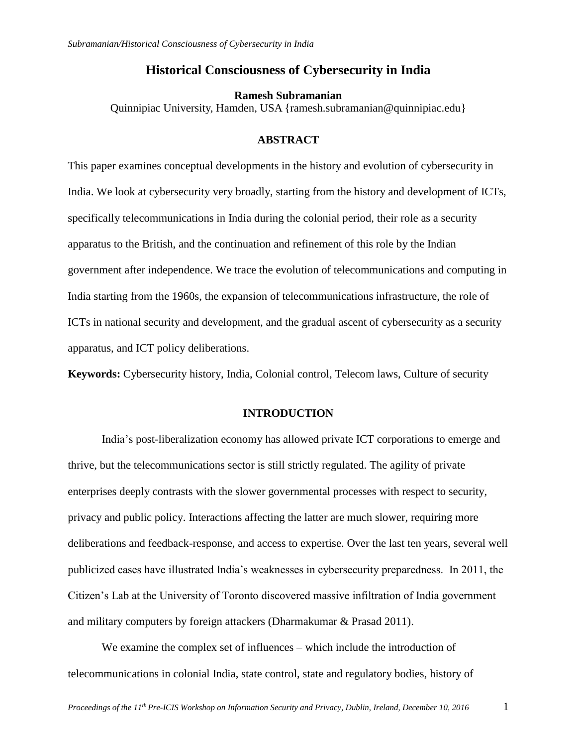# Historical Consciousness of Cybersecurity in India

**Ramesh Subramanian**

Quinnipiac University, Hamden, USA {ramesh.subramanian@quinnipiac.edu}

## ABSTRACT

This paper examines conceptual developments in the history and evolution of cybersecurity in India. We look at cybersecurity very broadly, starting from the history and development of ICTs, specifically telecommunications in India during the colonial period, their role as a security apparatus to the British, and the continuation and refinement of this role by the Indian government after independence. We trace the evolution of telecommunications and computing in India starting from the 1960s, the expansion of telecommunications infrastructure, the role of ICTs in national security and development, and the gradual ascent of cybersecurity as a security apparatus, and ICT policy deliberations.

**Keywords:** Cybersecurity history, India, Colonial control, Telecom laws, Culture of security

## INTRODUCTION

India's post-liberalization economy has allowed private ICT corporations to emerge and thrive, but the telecommunications sector is still strictly regulated. The agility of private enterprises deeply contrasts with the slower governmental processes with respect to security, privacy and public policy. Interactions affecting the latter are much slower, requiring more deliberations and feedback-response, and access to expertise. Over the last ten years, several well publicized cases have illustrated India's weaknesses in cybersecurity preparedness. In 2011, the Citizen's Lab at the University of Toronto discovered massive infiltration of India government and military computers by foreign attackers (Dharmakumar & Prasad 2011).

We examine the complex set of influences – which include the introduction of telecommunications in colonial India, state control, state and regulatory bodies, history of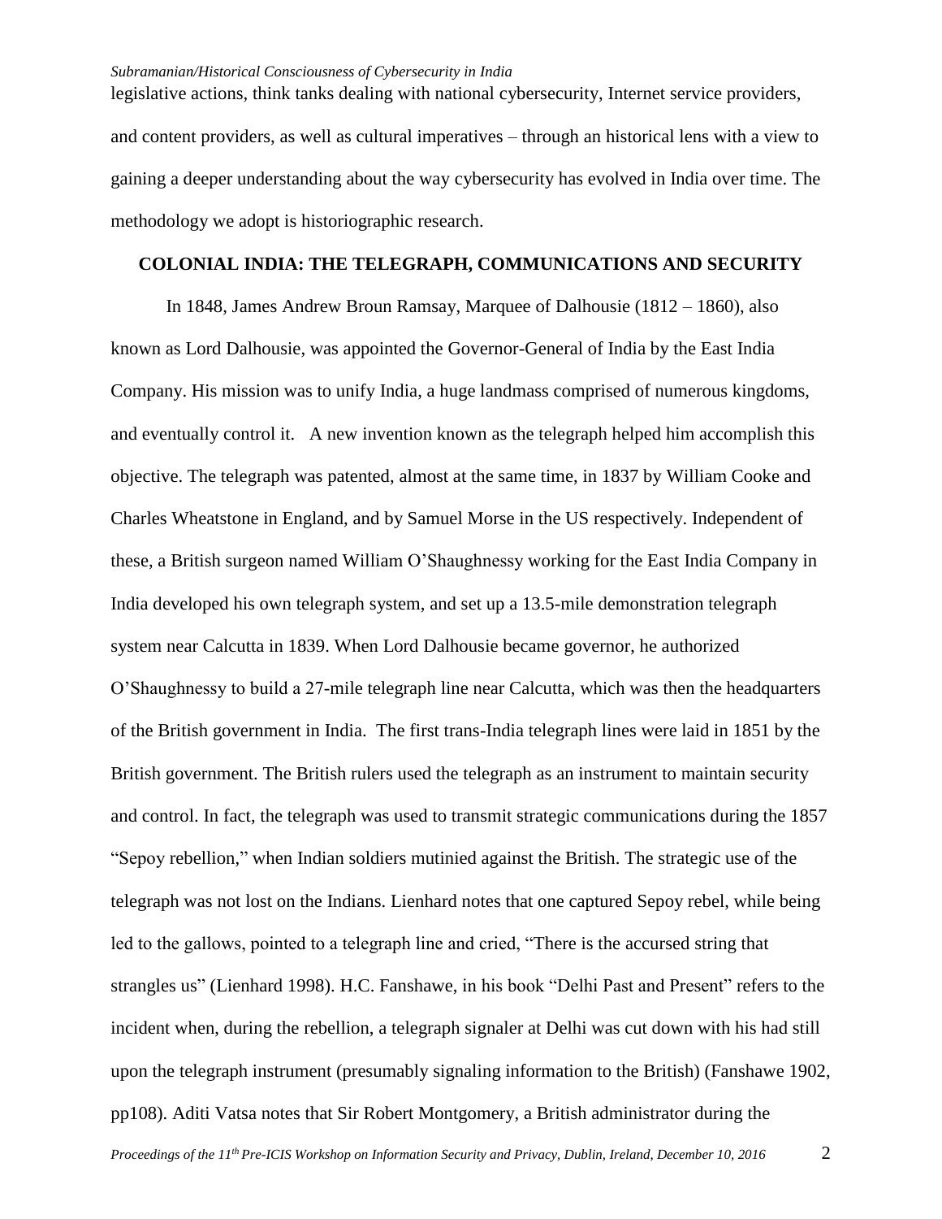legislative actions, think tanks dealing with national cybersecurity, Internet service providers, and content providers, as well as cultural imperatives – through an historical lens with a view to gaining a deeper understanding about the way cybersecurity has evolved in India over time. The methodology we adopt is historiographic research.

## COLONIAL INDIA: THE TELEGRAPH, COMMUNICATIONS AND SECURITY

In 1848, James Andrew Broun Ramsay, Marquee of Dalhousie (1812 – 1860), also known as Lord Dalhousie, was appointed the Governor-General of India by the East India Company. His mission was to unify India, a huge landmass comprised of numerous kingdoms, and eventually control it. A new invention known as the telegraph helped him accomplish this objective. The telegraph was patented, almost at the same time, in 1837 by William Cooke and Charles Wheatstone in England, and by Samuel Morse in the US respectively. Independent of these, a British surgeon named William O'Shaughnessy working for the East India Company in India developed his own telegraph system, and set up a 13.5-mile demonstration telegraph system near Calcutta in 1839. When Lord Dalhousie became governor, he authorized O'Shaughnessy to build a 27-mile telegraph line near Calcutta, which was then the headquarters of the British government in India. The first trans-India telegraph lines were laid in 1851 by the British government. The British rulers used the telegraph as an instrument to maintain security and control. In fact, the telegraph was used to transmit strategic communications during the 1857 "Sepoy rebellion," when Indian soldiers mutinied against the British. The strategic use of the telegraph was not lost on the Indians. Lienhard notes that one captured Sepoy rebel, while being led to the gallows, pointed to a telegraph line and cried, "There is the accursed string that strangles us" (Lienhard 1998). H.C. Fanshawe, in his book "Delhi Past and Present" refers to the incident when, during the rebellion, a telegraph signaler at Delhi was cut down with his had still upon the telegraph instrument (presumably signaling information to the British) (Fanshawe 1902, pp108). Aditi Vatsa notes that Sir Robert Montgomery, a British administrator during the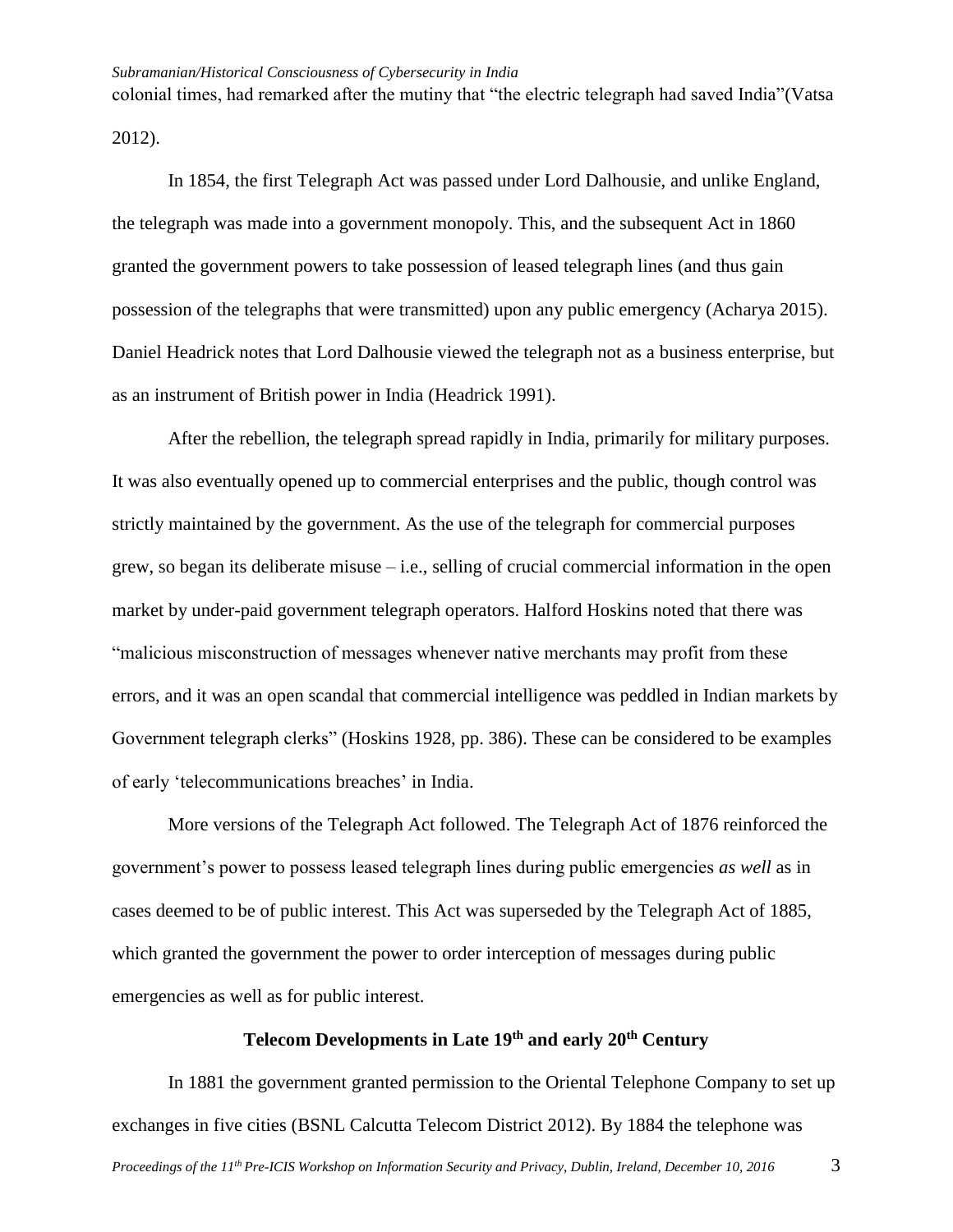colonial times, had remarked after the mutiny that "the electric telegraph had saved India"(Vatsa 2012).

In 1854, the first Telegraph Act was passed under Lord Dalhousie, and unlike England, the telegraph was made into a government monopoly. This, and the subsequent Act in 1860 granted the government powers to take possession of leased telegraph lines (and thus gain possession of the telegraphs that were transmitted) upon any public emergency (Acharya 2015). Daniel Headrick notes that Lord Dalhousie viewed the telegraph not as a business enterprise, but as an instrument of British power in India (Headrick 1991).

After the rebellion, the telegraph spread rapidly in India, primarily for military purposes. It was also eventually opened up to commercial enterprises and the public, though control was strictly maintained by the government. As the use of the telegraph for commercial purposes grew, so began its deliberate misuse – i.e., selling of crucial commercial information in the open market by under-paid government telegraph operators. Halford Hoskins noted that there was "malicious misconstruction of messages whenever native merchants may profit from these errors, and it was an open scandal that commercial intelligence was peddled in Indian markets by Government telegraph clerks" (Hoskins 1928, pp. 386). These can be considered to be examples of early 'telecommunications breaches' in India.

More versions of the Telegraph Act followed. The Telegraph Act of 1876 reinforced the government's power to possess leased telegraph lines during public emergencies *as well* as in cases deemed to be of public interest. This Act was superseded by the Telegraph Act of 1885, which granted the government the power to order interception of messages during public emergencies as well as for public interest.

## Telecom Developments in Late 19th and early 20th Century

In 1881 the government granted permission to the Oriental Telephone Company to set up exchanges in five cities (BSNL Calcutta Telecom District 2012). By 1884 the telephone was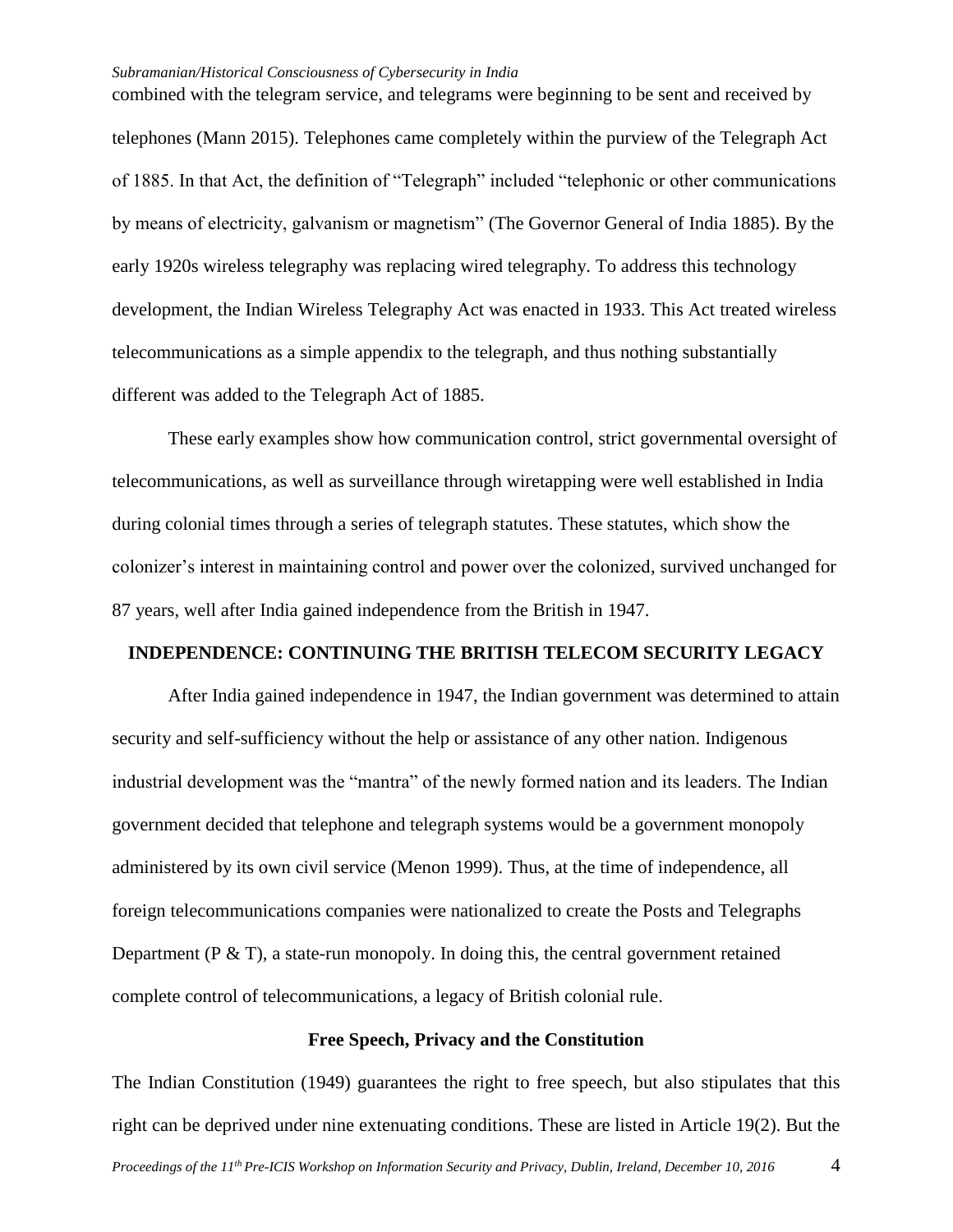combined with the telegram service, and telegrams were beginning to be sent and received by telephones (Mann 2015). Telephones came completely within the purview of the Telegraph Act of 1885. In that Act, the definition of "Telegraph" included "telephonic or other communications by means of electricity, galvanism or magnetism" (The Governor General of India 1885). By the early 1920s wireless telegraphy was replacing wired telegraphy. To address this technology development, the Indian Wireless Telegraphy Act was enacted in 1933. This Act treated wireless telecommunications as a simple appendix to the telegraph, and thus nothing substantially different was added to the Telegraph Act of 1885.

These early examples show how communication control, strict governmental oversight of telecommunications, as well as surveillance through wiretapping were well established in India during colonial times through a series of telegraph statutes. These statutes, which show the colonizer's interest in maintaining control and power over the colonized, survived unchanged for 87 years, well after India gained independence from the British in 1947.

## INDEPENDENCE: CONTINUING THE BRITISH TELECOM SECURITY LEGACY

After India gained independence in 1947, the Indian government was determined to attain security and self-sufficiency without the help or assistance of any other nation. Indigenous industrial development was the "mantra" of the newly formed nation and its leaders. The Indian government decided that telephone and telegraph systems would be a government monopoly administered by its own civil service (Menon 1999). Thus, at the time of independence, all foreign telecommunications companies were nationalized to create the Posts and Telegraphs Department (P & T), a state-run monopoly. In doing this, the central government retained complete control of telecommunications, a legacy of British colonial rule.

### Free Speech, Privacy and the Constitution

The Indian Constitution (1949) guarantees the right to free speech, but also stipulates that this right can be deprived under nine extenuating conditions. These are listed in Article 19(2). But the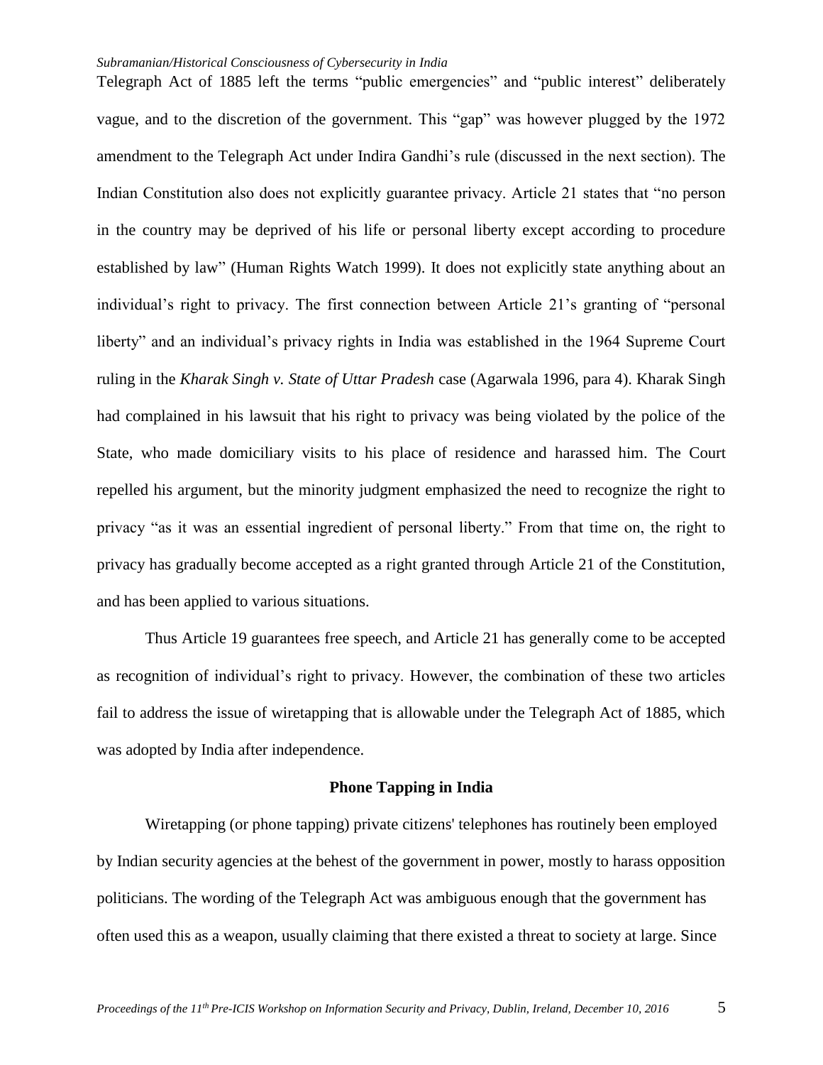Telegraph Act of 1885 left the terms "public emergencies" and "public interest" deliberately vague, and to the discretion of the government. This "gap" was however plugged by the 1972 amendment to the Telegraph Act under Indira Gandhi's rule (discussed in the next section). The Indian Constitution also does not explicitly guarantee privacy. Article 21 states that "no person in the country may be deprived of his life or personal liberty except according to procedure established by law" (Human Rights Watch 1999). It does not explicitly state anything about an individual's right to privacy. The first connection between Article 21's granting of "personal liberty" and an individual's privacy rights in India was established in the 1964 Supreme Court ruling in the *Kharak Singh v. State of Uttar Pradesh* case (Agarwala 1996, para 4). Kharak Singh had complained in his lawsuit that his right to privacy was being violated by the police of the State, who made domiciliary visits to his place of residence and harassed him. The Court repelled his argument, but the minority judgment emphasized the need to recognize the right to privacy "as it was an essential ingredient of personal liberty." From that time on, the right to privacy has gradually become accepted as a right granted through Article 21 of the Constitution, and has been applied to various situations.

Thus Article 19 guarantees free speech, and Article 21 has generally come to be accepted as recognition of individual's right to privacy. However, the combination of these two articles fail to address the issue of wiretapping that is allowable under the Telegraph Act of 1885, which was adopted by India after independence.

## Phone Tapping in India

Wiretapping (or phone tapping) private citizens' telephones has routinely been employed by Indian security agencies at the behest of the government in power, mostly to harass opposition politicians. The wording of the Telegraph Act was ambiguous enough that the government has often used this as a weapon, usually claiming that there existed a threat to society at large. Since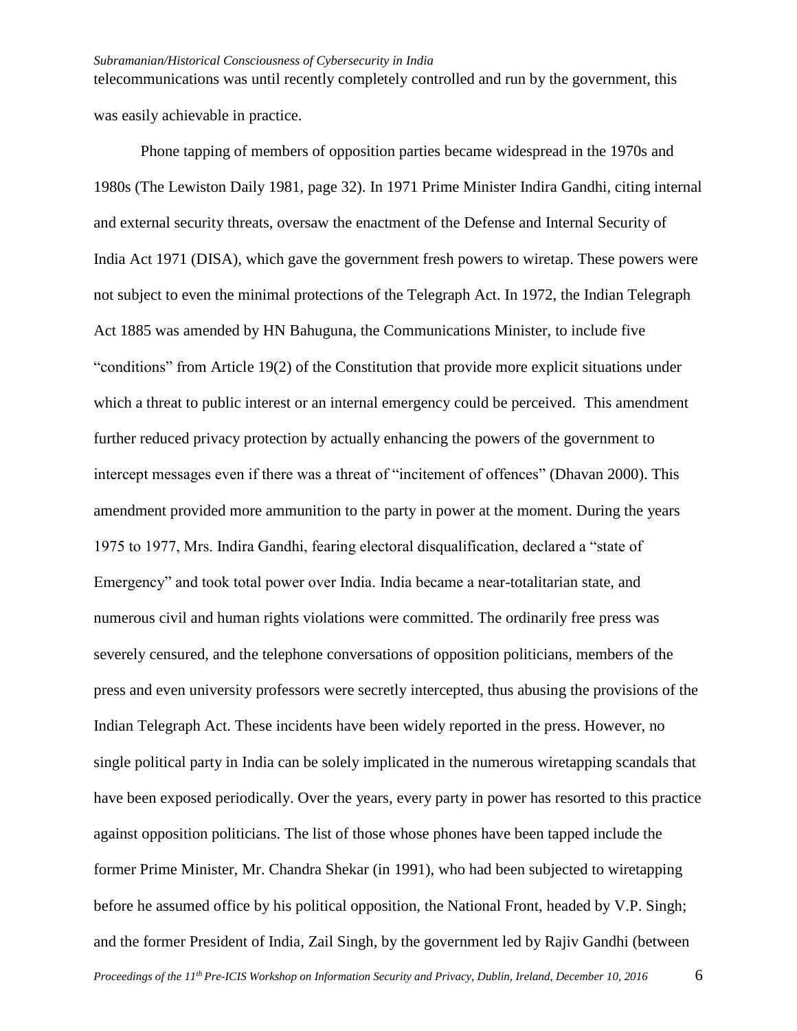telecommunications was until recently completely controlled and run by the government, this was easily achievable in practice.

Phone tapping of members of opposition parties became widespread in the 1970s and 1980s (The Lewiston Daily 1981, page 32). In 1971 Prime Minister Indira Gandhi, citing internal and external security threats, oversaw the enactment of the Defense and Internal Security of India Act 1971 (DISA), which gave the government fresh powers to wiretap. These powers were not subject to even the minimal protections of the Telegraph Act. In 1972, the Indian Telegraph Act 1885 was amended by HN Bahuguna, the Communications Minister, to include five "conditions" from Article 19(2) of the Constitution that provide more explicit situations under which a threat to public interest or an internal emergency could be perceived. This amendment further reduced privacy protection by actually enhancing the powers of the government to intercept messages even if there was a threat of "incitement of offences" (Dhavan 2000). This amendment provided more ammunition to the party in power at the moment. During the years 1975 to 1977, Mrs. Indira Gandhi, fearing electoral disqualification, declared a "state of Emergency" and took total power over India. India became a near-totalitarian state, and numerous civil and human rights violations were committed. The ordinarily free press was severely censured, and the telephone conversations of opposition politicians, members of the press and even university professors were secretly intercepted, thus abusing the provisions of the Indian Telegraph Act. These incidents have been widely reported in the press. However, no single political party in India can be solely implicated in the numerous wiretapping scandals that have been exposed periodically. Over the years, every party in power has resorted to this practice against opposition politicians. The list of those whose phones have been tapped include the former Prime Minister, Mr. Chandra Shekar (in 1991), who had been subjected to wiretapping before he assumed office by his political opposition, the National Front, headed by V.P. Singh; and the former President of India, Zail Singh, by the government led by Rajiv Gandhi (between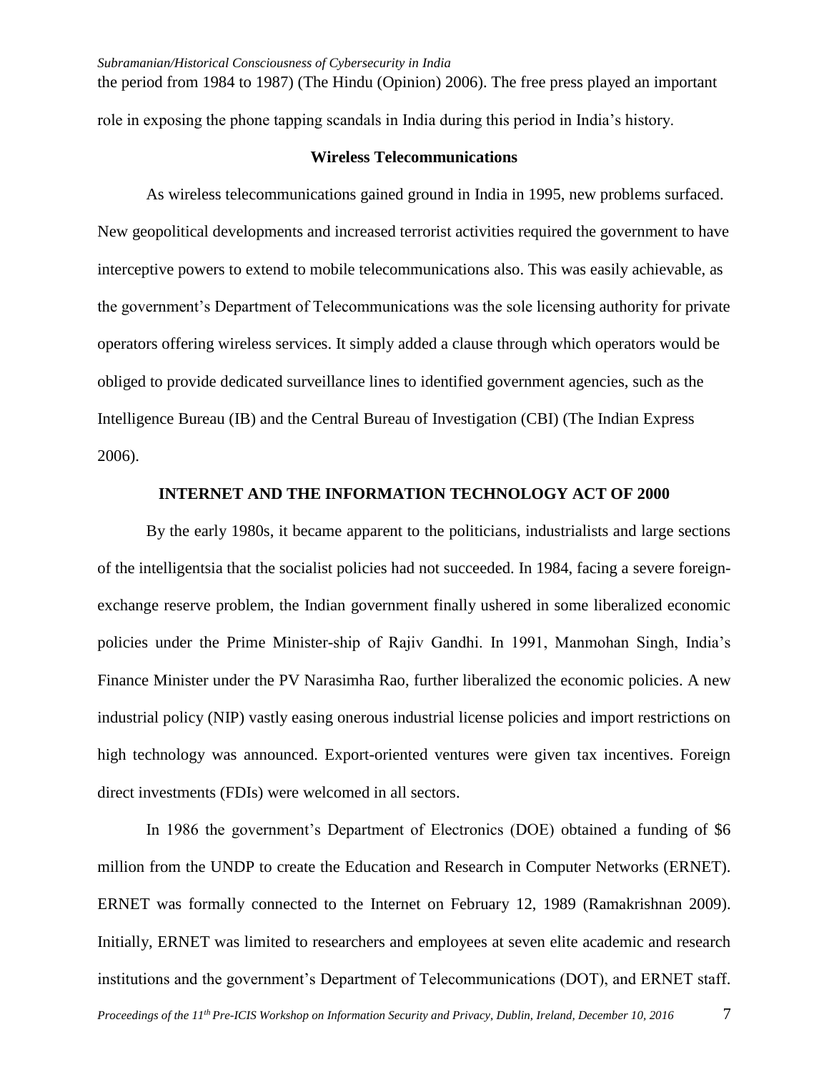the period from 1984 to 1987) (The Hindu (Opinion) 2006). The free press played an important role in exposing the phone tapping scandals in India during this period in India's history.

### Wireless Telecommunications

As wireless telecommunications gained ground in India in 1995, new problems surfaced. New geopolitical developments and increased terrorist activities required the government to have interceptive powers to extend to mobile telecommunications also. This was easily achievable, as the government's Department of Telecommunications was the sole licensing authority for private operators offering wireless services. It simply added a clause through which operators would be obliged to provide dedicated surveillance lines to identified government agencies, such as the Intelligence Bureau (IB) and the Central Bureau of Investigation (CBI) (The Indian Express 2006).

## INTERNET AND THE INFORMATION TECHNOLOGY ACT OF 2000

By the early 1980s, it became apparent to the politicians, industrialists and large sections of the intelligentsia that the socialist policies had not succeeded. In 1984, facing a severe foreign-exchange reserve problem, the Indian government finally ushered in some liberalized economic policies under the Prime Minister-ship of Rajiv Gandhi. In 1991, Manmohan Singh, India's Finance Minister under the PV Narasimha Rao, further liberalized the economic policies. A new industrial policy (NIP) vastly easing onerous industrial license policies and import restrictions on high technology was announced. Export-oriented ventures were given tax incentives. Foreign direct investments (FDIs) were welcomed in all sectors.

In 1986 the government's Department of Electronics (DOE) obtained a funding of $6 million from the UNDP to create the Education and Research in Computer Networks (ERNET). ERNET was formally connected to the Internet on February 12, 1989 (Ramakrishnan 2009). Initially, ERNET was limited to researchers and employees at seven elite academic and research institutions and the government's Department of Telecommunications (DOT), and ERNET staff.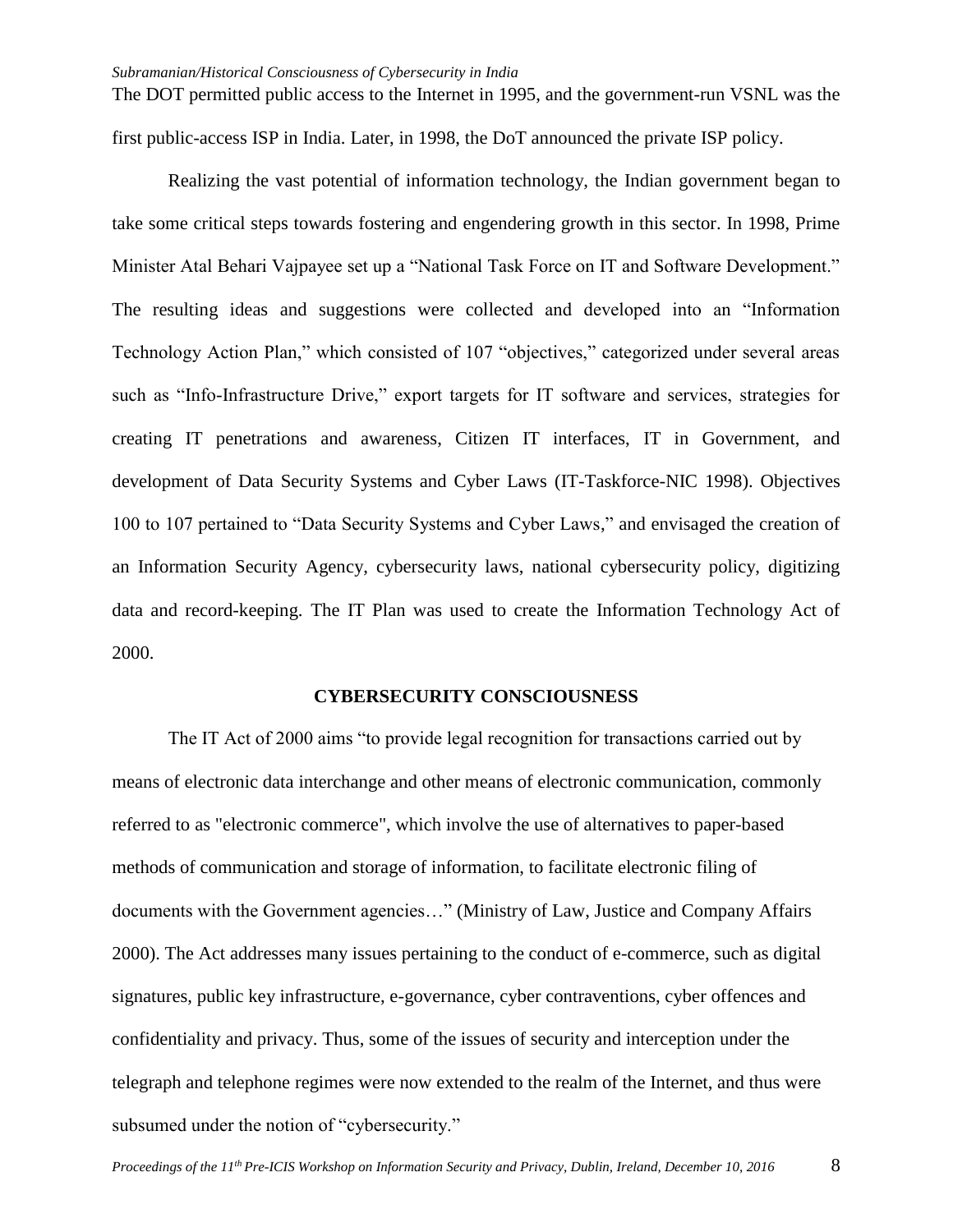The DOT permitted public access to the Internet in 1995, and the government-run VSNL was the first public-access ISP in India. Later, in 1998, the DoT announced the private ISP policy.

Realizing the vast potential of information technology, the Indian government began to take some critical steps towards fostering and engendering growth in this sector. In 1998, Prime Minister Atal Behari Vajpayee set up a "National Task Force on IT and Software Development." The resulting ideas and suggestions were collected and developed into an "Information Technology Action Plan," which consisted of 107 "objectives," categorized under several areas such as "Info-Infrastructure Drive," export targets for IT software and services, strategies for creating IT penetrations and awareness, Citizen IT interfaces, IT in Government, and development of Data Security Systems and Cyber Laws (IT-Taskforce-NIC 1998). Objectives 100 to 107 pertained to "Data Security Systems and Cyber Laws," and envisaged the creation of an Information Security Agency, cybersecurity laws, national cybersecurity policy, digitizing data and record-keeping. The IT Plan was used to create the Information Technology Act of 2000.

## CYBERSECURITY CONSCIOUSNESS

The IT Act of 2000 aims "to provide legal recognition for transactions carried out by means of electronic data interchange and other means of electronic communication, commonly referred to as "electronic commerce", which involve the use of alternatives to paper-based methods of communication and storage of information, to facilitate electronic filing of documents with the Government agencies…" (Ministry of Law, Justice and Company Affairs 2000). The Act addresses many issues pertaining to the conduct of e-commerce, such as digital signatures, public key infrastructure, e-governance, cyber contraventions, cyber offences and confidentiality and privacy. Thus, some of the issues of security and interception under the telegraph and telephone regimes were now extended to the realm of the Internet, and thus were subsumed under the notion of "cybersecurity."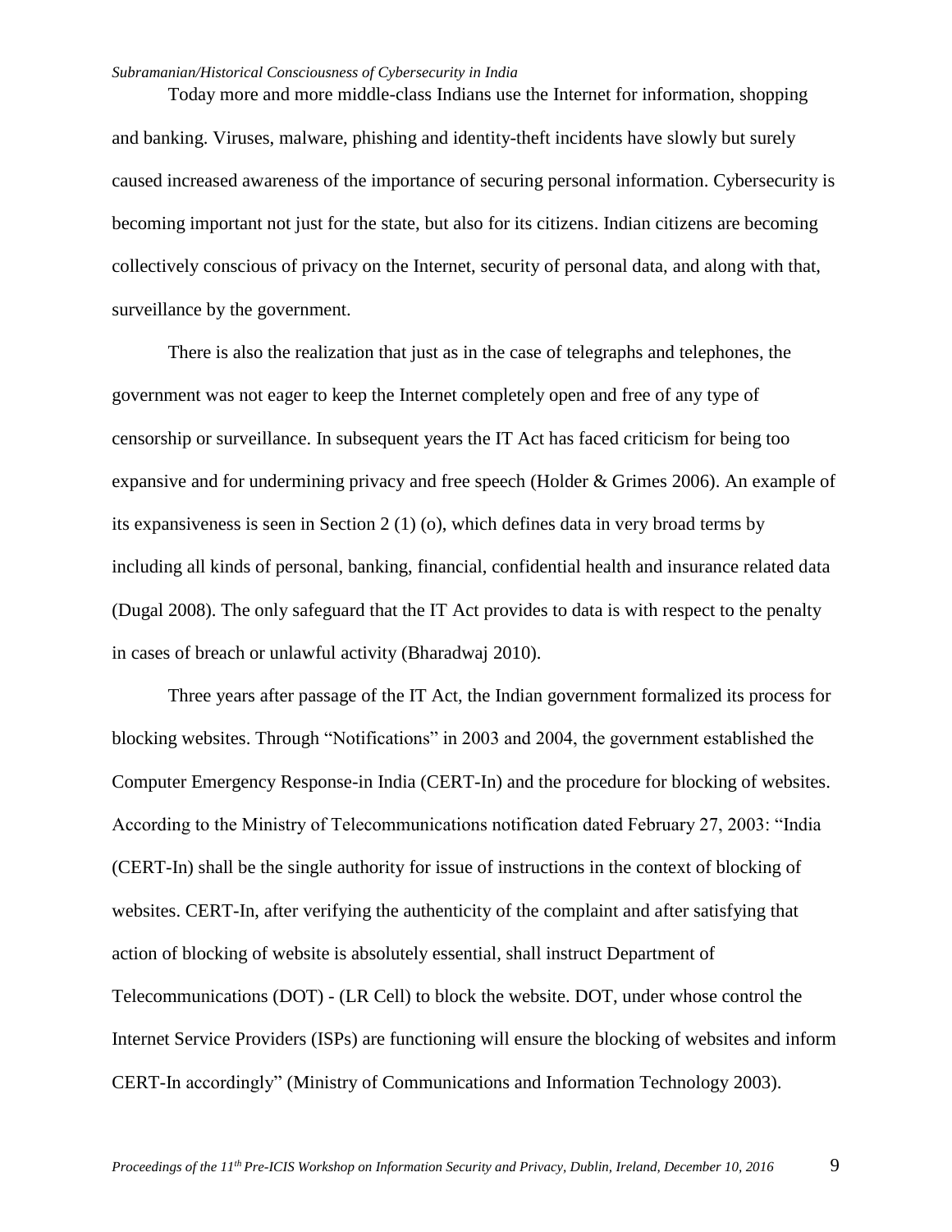Today more and more middle-class Indians use the Internet for information, shopping and banking. Viruses, malware, phishing and identity-theft incidents have slowly but surely caused increased awareness of the importance of securing personal information. Cybersecurity is becoming important not just for the state, but also for its citizens. Indian citizens are becoming collectively conscious of privacy on the Internet, security of personal data, and along with that, surveillance by the government.

There is also the realization that just as in the case of telegraphs and telephones, the government was not eager to keep the Internet completely open and free of any type of censorship or surveillance. In subsequent years the IT Act has faced criticism for being too expansive and for undermining privacy and free speech (Holder & Grimes 2006). An example of its expansiveness is seen in Section 2 (1) (o), which defines data in very broad terms by including all kinds of personal, banking, financial, confidential health and insurance related data (Dugal 2008). The only safeguard that the IT Act provides to data is with respect to the penalty in cases of breach or unlawful activity (Bharadwaj 2010).

Three years after passage of the IT Act, the Indian government formalized its process for blocking websites. Through "Notifications" in 2003 and 2004, the government established the Computer Emergency Response-in India (CERT-In) and the procedure for blocking of websites. According to the Ministry of Telecommunications notification dated February 27, 2003: "India (CERT-In) shall be the single authority for issue of instructions in the context of blocking of websites. CERT-In, after verifying the authenticity of the complaint and after satisfying that action of blocking of website is absolutely essential, shall instruct Department of Telecommunications (DOT) - (LR Cell) to block the website. DOT, under whose control the Internet Service Providers (ISPs) are functioning will ensure the blocking of websites and inform CERT-In accordingly" (Ministry of Communications and Information Technology 2003).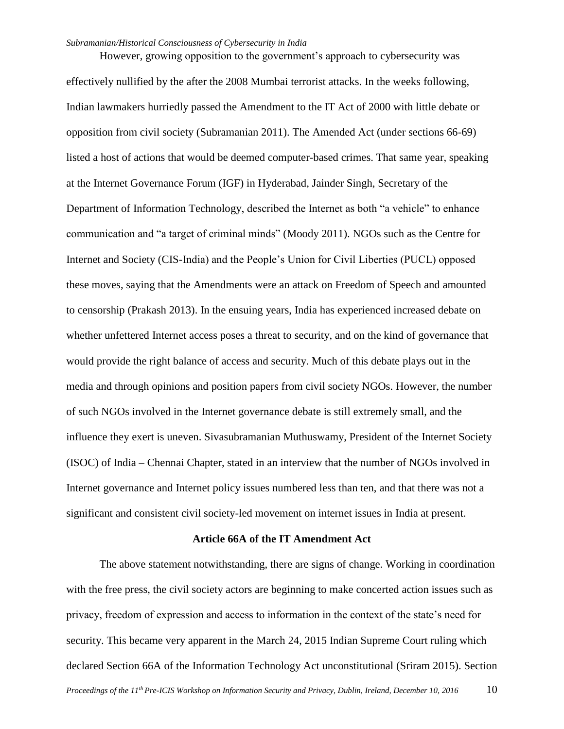However, growing opposition to the government's approach to cybersecurity was effectively nullified by the after the 2008 Mumbai terrorist attacks. In the weeks following, Indian lawmakers hurriedly passed the Amendment to the IT Act of 2000 with little debate or opposition from civil society (Subramanian 2011). The Amended Act (under sections 66-69) listed a host of actions that would be deemed computer-based crimes. That same year, speaking at the Internet Governance Forum (IGF) in Hyderabad, Jainder Singh, Secretary of the Department of Information Technology, described the Internet as both "a vehicle" to enhance communication and "a target of criminal minds" (Moody 2011). NGOs such as the Centre for Internet and Society (CIS-India) and the People's Union for Civil Liberties (PUCL) opposed these moves, saying that the Amendments were an attack on Freedom of Speech and amounted to censorship (Prakash 2013). In the ensuing years, India has experienced increased debate on whether unfettered Internet access poses a threat to security, and on the kind of governance that would provide the right balance of access and security. Much of this debate plays out in the media and through opinions and position papers from civil society NGOs. However, the number of such NGOs involved in the Internet governance debate is still extremely small, and the influence they exert is uneven. Sivasubramanian Muthuswamy, President of the Internet Society (ISOC) of India – Chennai Chapter, stated in an interview that the number of NGOs involved in Internet governance and Internet policy issues numbered less than ten, and that there was not a significant and consistent civil society-led movement on internet issues in India at present.

## Article 66A of the IT Amendment Act

The above statement notwithstanding, there are signs of change. Working in coordination with the free press, the civil society actors are beginning to make concerted action issues such as privacy, freedom of expression and access to information in the context of the state's need for security. This became very apparent in the March 24, 2015 Indian Supreme Court ruling which declared Section 66A of the Information Technology Act unconstitutional (Sriram 2015). Section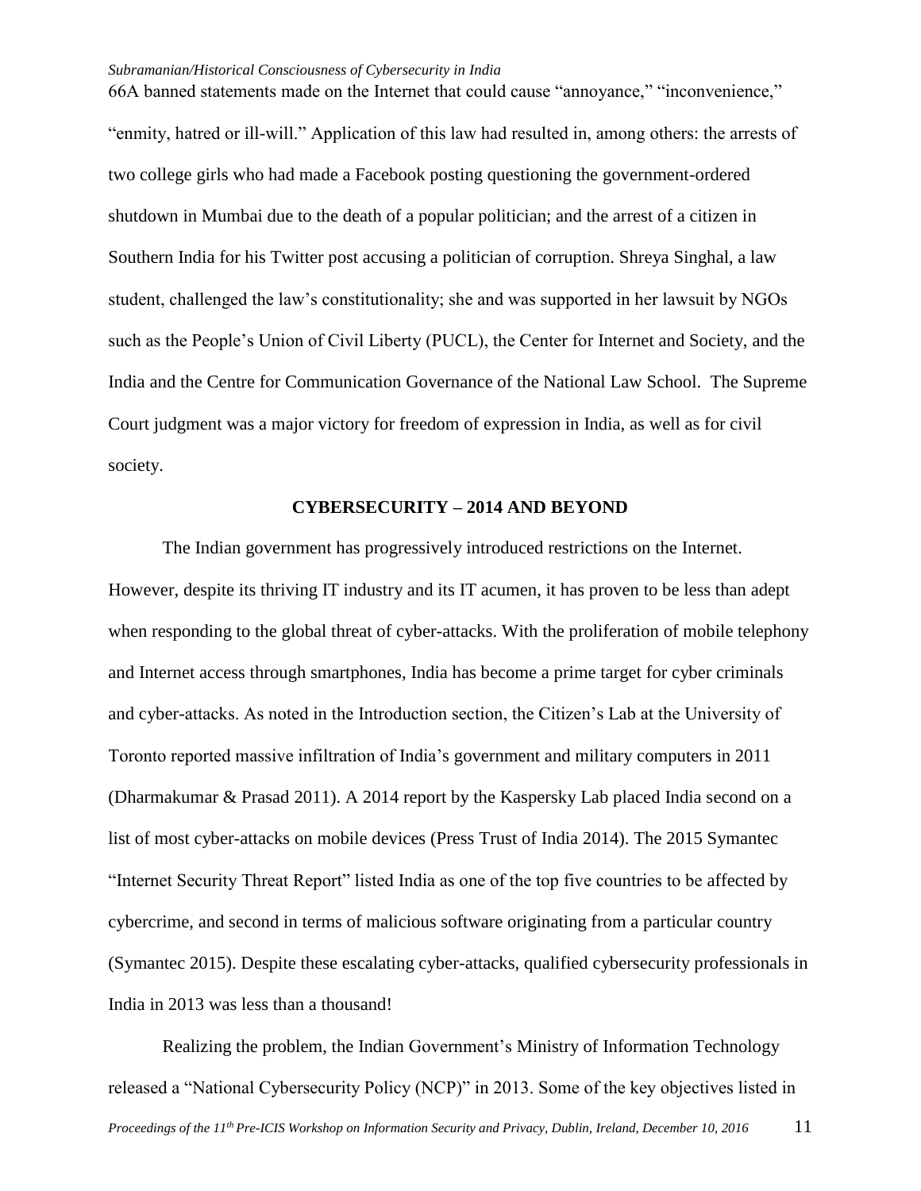66A banned statements made on the Internet that could cause "annoyance," "inconvenience," "enmity, hatred or ill-will." Application of this law had resulted in, among others: the arrests of two college girls who had made a Facebook posting questioning the government-ordered shutdown in Mumbai due to the death of a popular politician; and the arrest of a citizen in Southern India for his Twitter post accusing a politician of corruption. Shreya Singhal, a law student, challenged the law's constitutionality; she and was supported in her lawsuit by NGOs such as the People's Union of Civil Liberty (PUCL), the Center for Internet and Society, and the India and the Centre for Communication Governance of the National Law School. The Supreme Court judgment was a major victory for freedom of expression in India, as well as for civil society.

## CYBERSECURITY – 2014 AND BEYOND

The Indian government has progressively introduced restrictions on the Internet. However, despite its thriving IT industry and its IT acumen, it has proven to be less than adept when responding to the global threat of cyber-attacks. With the proliferation of mobile telephony and Internet access through smartphones, India has become a prime target for cyber criminals and cyber-attacks. As noted in the Introduction section, the Citizen's Lab at the University of Toronto reported massive infiltration of India's government and military computers in 2011 (Dharmakumar & Prasad 2011). A 2014 report by the Kaspersky Lab placed India second on a list of most cyber-attacks on mobile devices (Press Trust of India 2014). The 2015 Symantec "Internet Security Threat Report" listed India as one of the top five countries to be affected by cybercrime, and second in terms of malicious software originating from a particular country (Symantec 2015). Despite these escalating cyber-attacks, qualified cybersecurity professionals in India in 2013 was less than a thousand!

Realizing the problem, the Indian Government's Ministry of Information Technology released a "National Cybersecurity Policy (NCP)" in 2013. Some of the key objectives listed in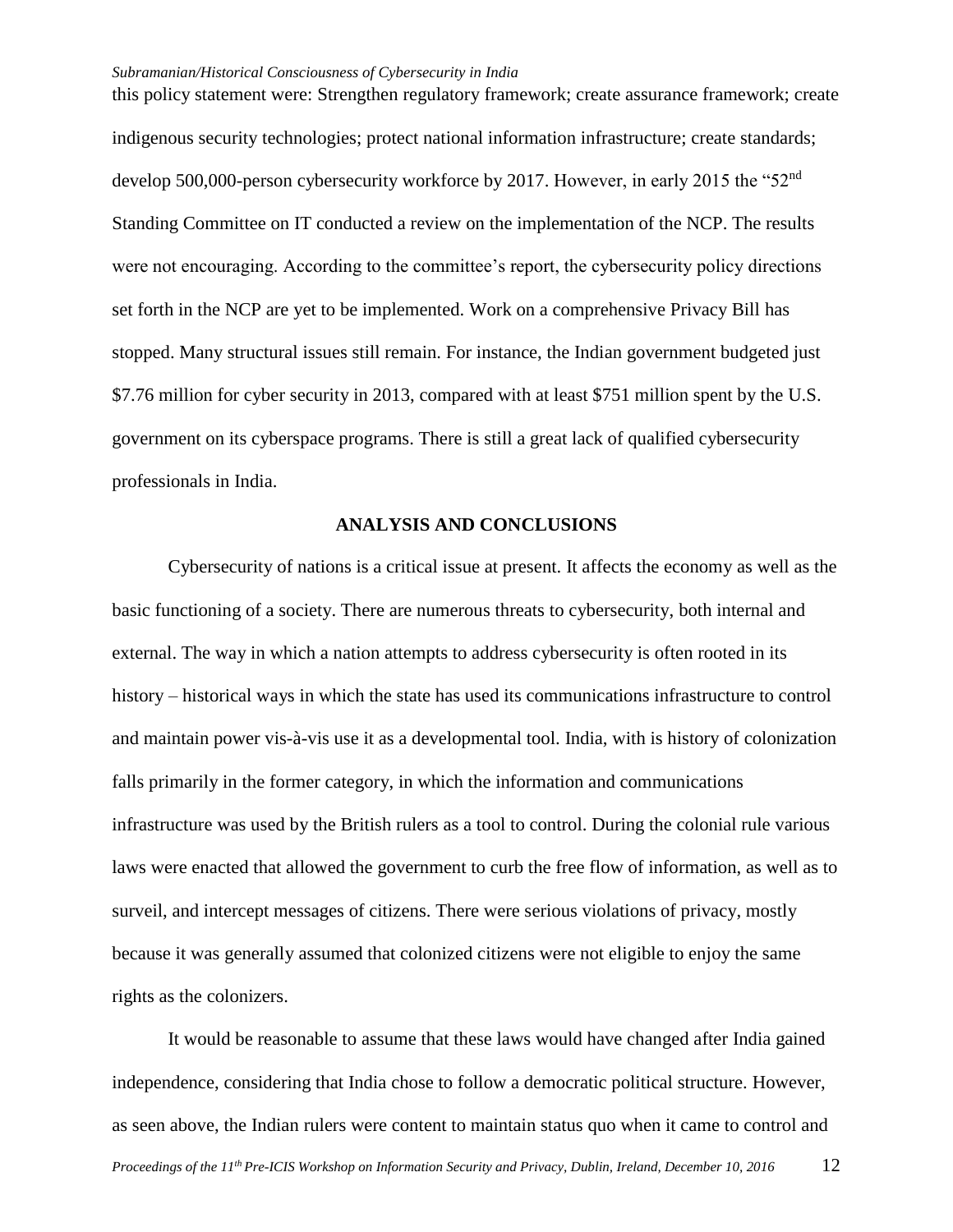this policy statement were: Strengthen regulatory framework; create assurance framework; create indigenous security technologies; protect national information infrastructure; create standards; develop 500,000-person cybersecurity workforce by 2017. However, in early 2015 the "52nd Standing Committee on IT conducted a review on the implementation of the NCP. The results were not encouraging. According to the committee's report, the cybersecurity policy directions set forth in the NCP are yet to be implemented. Work on a comprehensive Privacy Bill has stopped. Many structural issues still remain. For instance, the Indian government budgeted just $7.76 million for cyber security in 2013, compared with at least $751 million spent by the U.S. government on its cyberspace programs. There is still a great lack of qualified cybersecurity professionals in India.

## ANALYSIS AND CONCLUSIONS

Cybersecurity of nations is a critical issue at present. It affects the economy as well as the basic functioning of a society. There are numerous threats to cybersecurity, both internal and external. The way in which a nation attempts to address cybersecurity is often rooted in its history – historical ways in which the state has used its communications infrastructure to control and maintain power vis-à-vis use it as a developmental tool. India, with is history of colonization falls primarily in the former category, in which the information and communications infrastructure was used by the British rulers as a tool to control. During the colonial rule various laws were enacted that allowed the government to curb the free flow of information, as well as to surveil, and intercept messages of citizens. There were serious violations of privacy, mostly because it was generally assumed that colonized citizens were not eligible to enjoy the same rights as the colonizers.

It would be reasonable to assume that these laws would have changed after India gained independence, considering that India chose to follow a democratic political structure. However, as seen above, the Indian rulers were content to maintain status quo when it came to control and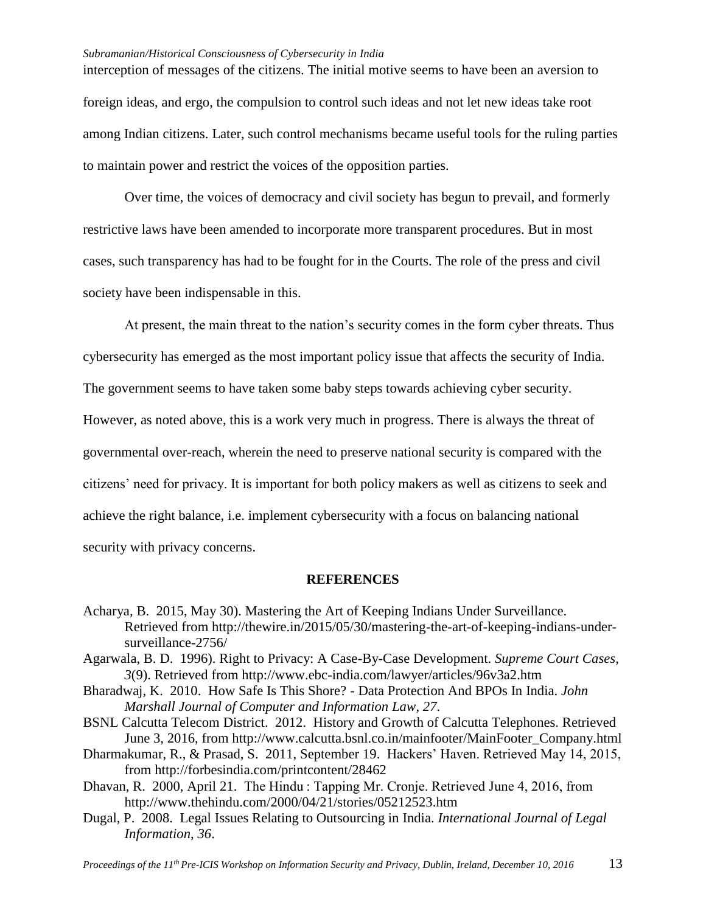interception of messages of the citizens. The initial motive seems to have been an aversion to foreign ideas, and ergo, the compulsion to control such ideas and not let new ideas take root among Indian citizens. Later, such control mechanisms became useful tools for the ruling parties to maintain power and restrict the voices of the opposition parties.

Over time, the voices of democracy and civil society has begun to prevail, and formerly restrictive laws have been amended to incorporate more transparent procedures. But in most cases, such transparency has had to be fought for in the Courts. The role of the press and civil society have been indispensable in this.

At present, the main threat to the nation's security comes in the form cyber threats. Thus cybersecurity has emerged as the most important policy issue that affects the security of India. The government seems to have taken some baby steps towards achieving cyber security. However, as noted above, this is a work very much in progress. There is always the threat of governmental over-reach, wherein the need to preserve national security is compared with the citizens' need for privacy. It is important for both policy makers as well as citizens to seek and achieve the right balance, i.e. implement cybersecurity with a focus on balancing national security with privacy concerns.

## REFERENCES

Acharya, B. 2015, May 30). Mastering the Art of Keeping Indians Under Surveillance. Retrieved from http://thewire.in/2015/05/30/mastering-the-art-of-keeping-indians-under-surveillance-2756/

Agarwala, B. D. 1996). Right to Privacy: A Case-By-Case Development. *Supreme Court Cases*, *3*(9). Retrieved from http://www.ebc-india.com/lawyer/articles/96v3a2.htm

Bharadwaj, K. 2010. How Safe Is This Shore? - Data Protection And BPOs In India. *John Marshall Journal of Computer and Information Law*, *27*.

BSNL Calcutta Telecom District. 2012. History and Growth of Calcutta Telephones. Retrieved June 3, 2016, from http://www.calcutta.bsnl.co.in/mainfooter/MainFooter_Company.html

Dharmakumar, R., & Prasad, S. 2011, September 19. Hackers' Haven. Retrieved May 14, 2015, from http://forbesindia.com/printcontent/28462

Dhavan, R. 2000, April 21. The Hindu : Tapping Mr. Cronje. Retrieved June 4, 2016, from http://www.thehindu.com/2000/04/21/stories/05212523.htm

Dugal, P. 2008. Legal Issues Relating to Outsourcing in India. *International Journal of Legal Information*, *36*.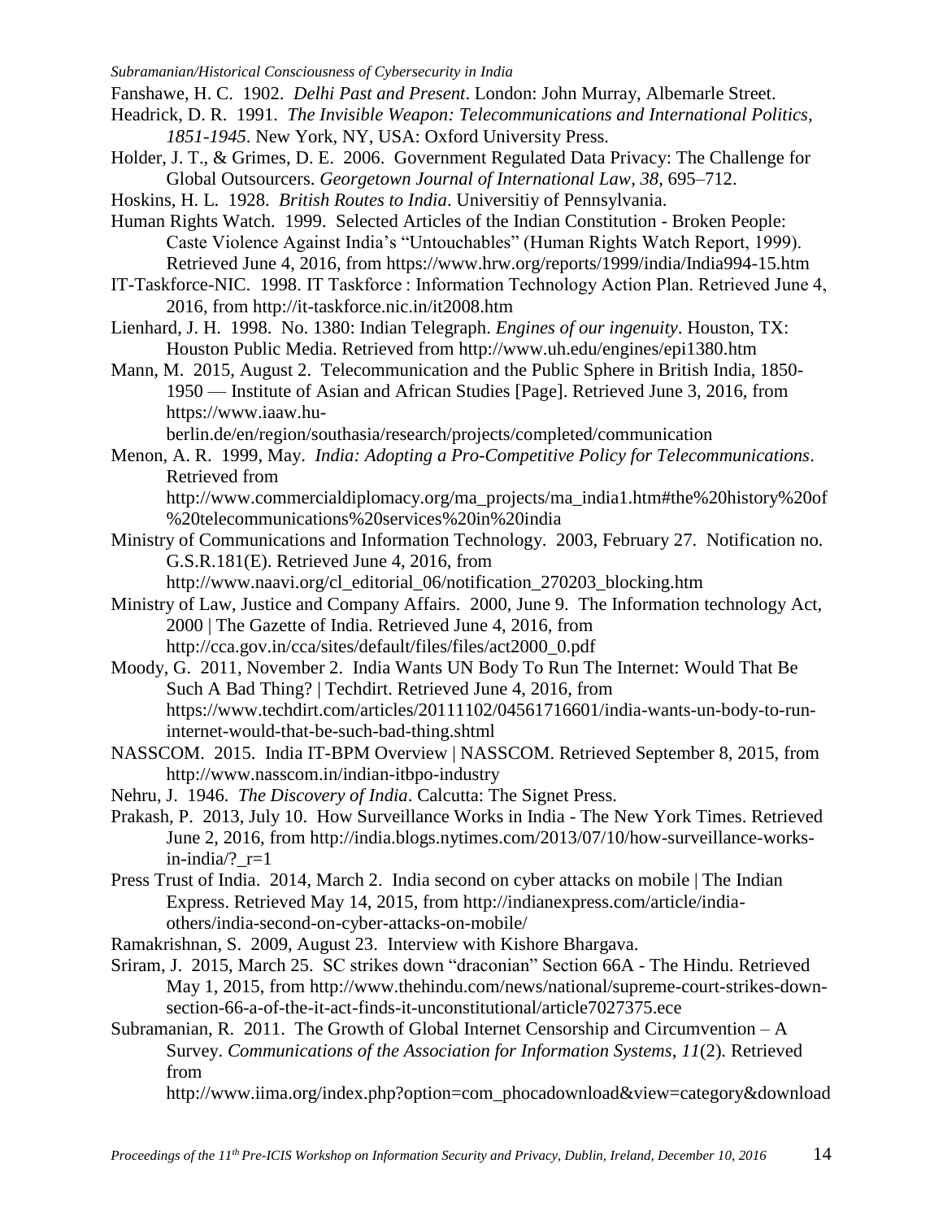Fanshawe, H. C. 1902. *Delhi Past and Present*. London: John Murray, Albemarle Street.

Headrick, D. R. 1991. *The Invisible Weapon: Telecommunications and International Politics, 1851-1945*. New York, NY, USA: Oxford University Press.

Holder, J. T., & Grimes, D. E. 2006. Government Regulated Data Privacy: The Challenge for Global Outsourcers. *Georgetown Journal of International Law*, *38*, 695–712.

Hoskins, H. L. 1928. *British Routes to India*. Universitiy of Pennsylvania.

Human Rights Watch. 1999. Selected Articles of the Indian Constitution - Broken People: Caste Violence Against India's "Untouchables" (Human Rights Watch Report, 1999). Retrieved June 4, 2016, from https://www.hrw.org/reports/1999/india/India994-15.htm

IT-Taskforce-NIC. 1998. IT Taskforce : Information Technology Action Plan. Retrieved June 4, 2016, from http://it-taskforce.nic.in/it2008.htm

Lienhard, J. H. 1998. No. 1380: Indian Telegraph. *Engines of our ingenuity*. Houston, TX: Houston Public Media. Retrieved from http://www.uh.edu/engines/epi1380.htm

Mann, M. 2015, August 2. Telecommunication and the Public Sphere in British India, 1850-1950 — Institute of Asian and African Studies [Page]. Retrieved June 3, 2016, from https://www.iaaw.hu-berlin.de/en/region/southasia/research/projects/completed/communication

Menon, A. R. 1999, May. *India: Adopting a Pro-Competitive Policy for Telecommunications*. Retrieved from http://www.commercialdiplomacy.org/ma_projects/ma_india1.htm#the%20history%20of%20telecommunications%20services%20in%20india

Ministry of Communications and Information Technology. 2003, February 27. Notification no. G.S.R.181(E). Retrieved June 4, 2016, from http://www.naavi.org/cl_editorial_06/notification_270203_blocking.htm

Ministry of Law, Justice and Company Affairs. 2000, June 9. The Information technology Act, 2000 | The Gazette of India. Retrieved June 4, 2016, from http://cca.gov.in/cca/sites/default/files/files/act2000_0.pdf

Moody, G. 2011, November 2. India Wants UN Body To Run The Internet: Would That Be Such A Bad Thing? | Techdirt. Retrieved June 4, 2016, from https://www.techdirt.com/articles/20111102/04561716601/india-wants-un-body-to-run-internet-would-that-be-such-bad-thing.shtml

NASSCOM. 2015. India IT-BPM Overview | NASSCOM. Retrieved September 8, 2015, from http://www.nasscom.in/indian-itbpo-industry

Nehru, J. 1946. *The Discovery of India*. Calcutta: The Signet Press.

Prakash, P. 2013, July 10. How Surveillance Works in India - The New York Times. Retrieved June 2, 2016, from http://india.blogs.nytimes.com/2013/07/10/how-surveillance-works-in-india/?_r=1

Press Trust of India. 2014, March 2. India second on cyber attacks on mobile | The Indian Express. Retrieved May 14, 2015, from http://indianexpress.com/article/india-others/india-second-on-cyber-attacks-on-mobile/

Ramakrishnan, S. 2009, August 23. Interview with Kishore Bhargava.

Sriram, J. 2015, March 25. SC strikes down "draconian" Section 66A - The Hindu. Retrieved May 1, 2015, from http://www.thehindu.com/news/national/supreme-court-strikes-down-section-66-a-of-the-it-act-finds-it-unconstitutional/article7027375.ece

Subramanian, R. 2011. The Growth of Global Internet Censorship and Circumvention – A Survey. *Communications of the Association for Information Systems*, *11*(2). Retrieved from http://www.iima.org/index.php?option=com_phocadownload&view=category&download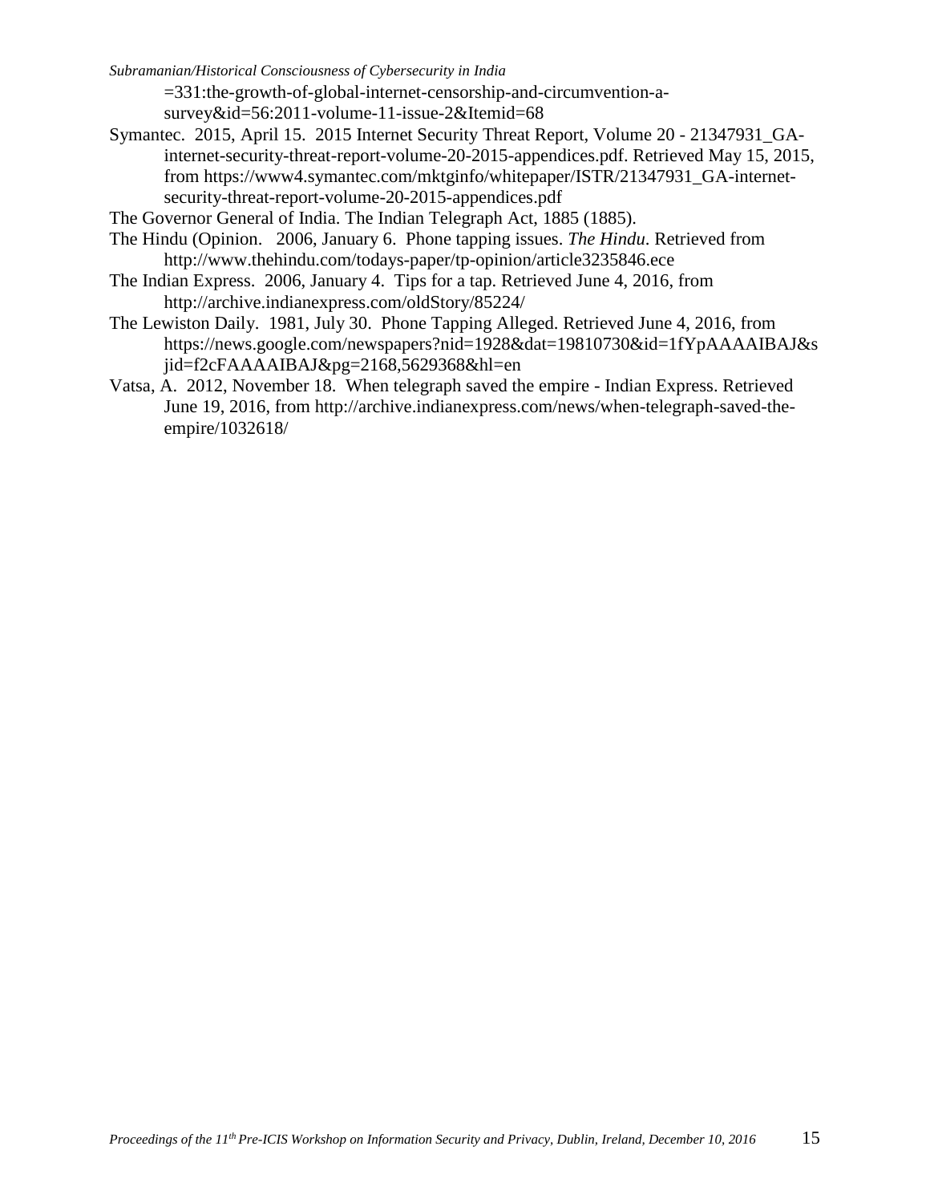=331:the-growth-of-global-internet-censorship-and-circumvention-a-survey&id=56:2011-volume-11-issue-2&Itemid=68

Symantec. 2015, April 15. 2015 Internet Security Threat Report, Volume 20 - 21347931_GA-internet-security-threat-report-volume-20-2015-appendices.pdf. Retrieved May 15, 2015, from https://www4.symantec.com/mktginfo/whitepaper/ISTR/21347931_GA-internet-security-threat-report-volume-20-2015-appendices.pdf

The Governor General of India. The Indian Telegraph Act, 1885 (1885).

The Hindu (Opinion. 2006, January 6. Phone tapping issues. *The Hindu*. Retrieved from http://www.thehindu.com/todays-paper/tp-opinion/article3235846.ece

The Indian Express. 2006, January 4. Tips for a tap. Retrieved June 4, 2016, from http://archive.indianexpress.com/oldStory/85224/

The Lewiston Daily. 1981, July 30. Phone Tapping Alleged. Retrieved June 4, 2016, from https://news.google.com/newspapers?nid=1928&dat=19810730&id=1fYpAAAAIBAJ&sjid=f2cFAAAAIBAJ&pg=2168,5629368&hl=en

Vatsa, A. 2012, November 18. When telegraph saved the empire - Indian Express. Retrieved June 19, 2016, from http://archive.indianexpress.com/news/when-telegraph-saved-the-empire/1032618/